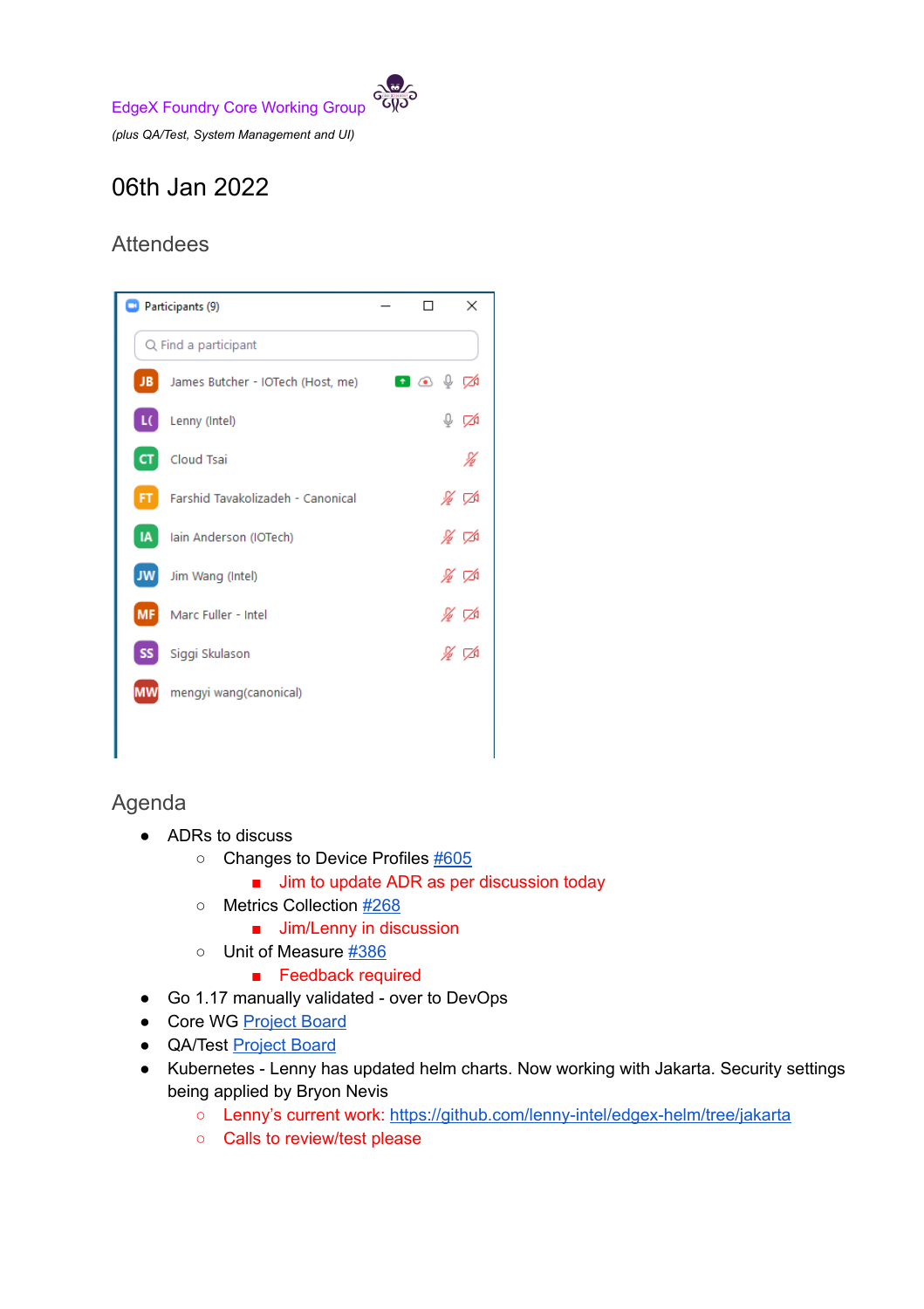EdgeX Foundry Core Working Group

*(plus QA/Test, System Management and UI)*

# 06th Jan 2022

## Attendees

Participants (9)

- James Butcher - IOTech (Host, me)
- Lenny (Intel)
- Cloud Tsai
- Farshid Tavakolizadeh - Canonical
- Iain Anderson (IOTech)
- Jim Wang (Intel)
- Marc Fuller - Intel
- Siggi Skulason
- mengyi wang(canonical)

## Agenda

- ADRs to discuss
  - Changes to Device Profiles #605
    - Jim to update ADR as per discussion today
  - Metrics Collection #268
    - Jim/Lenny in discussion
  - Unit of Measure #386
    - Feedback required
- Go 1.17 manually validated - over to DevOps
- Core WG Project Board
- QA/Test Project Board
- Kubernetes - Lenny has updated helm charts. Now working with Jakarta. Security settings being applied by Bryon Nevis
  - Lenny's current work: https://github.com/lenny-intel/edgex-helm/tree/jakarta
  - Calls to review/test please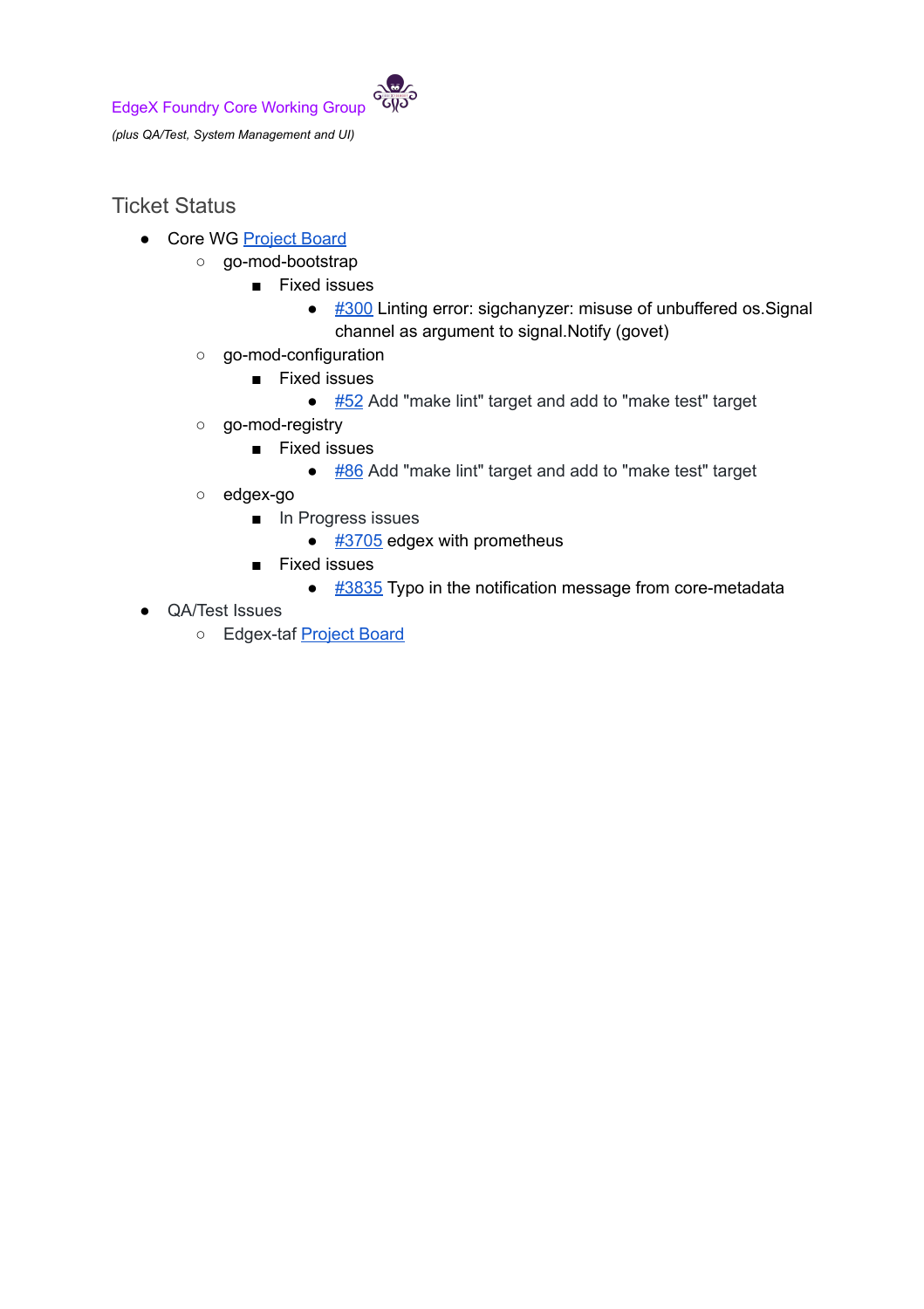EdgeX Foundry Core Working Group

*(plus QA/Test, System Management and UI)*

## Ticket Status

- Core WG Project Board
    - go-mod-bootstrap
        - Fixed issues
            - #300 Linting error: sigchanyzer: misuse of unbuffered os.Signal channel as argument to signal.Notify (govet)
    - go-mod-configuration
        - Fixed issues
            - #52 Add "make lint" target and add to "make test" target
    - go-mod-registry
        - Fixed issues
            - #86 Add "make lint" target and add to "make test" target
    - edgex-go
        - In Progress issues
            - #3705 edgex with prometheus
        - Fixed issues
            - #3835 Typo in the notification message from core-metadata
- QA/Test Issues
    - Edgex-taf Project Board